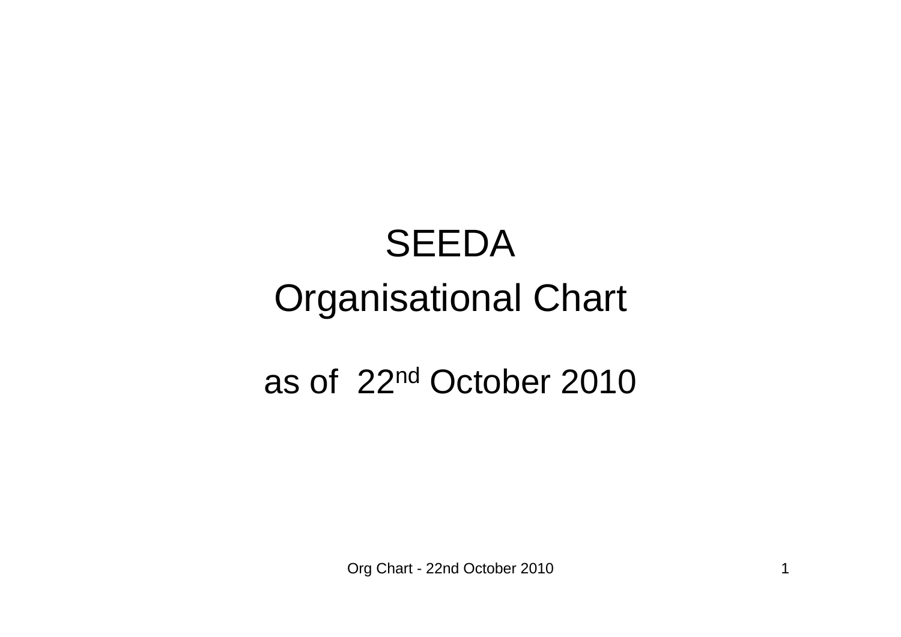# SEEDA

# Organisational Chart

as of 22nd October 2010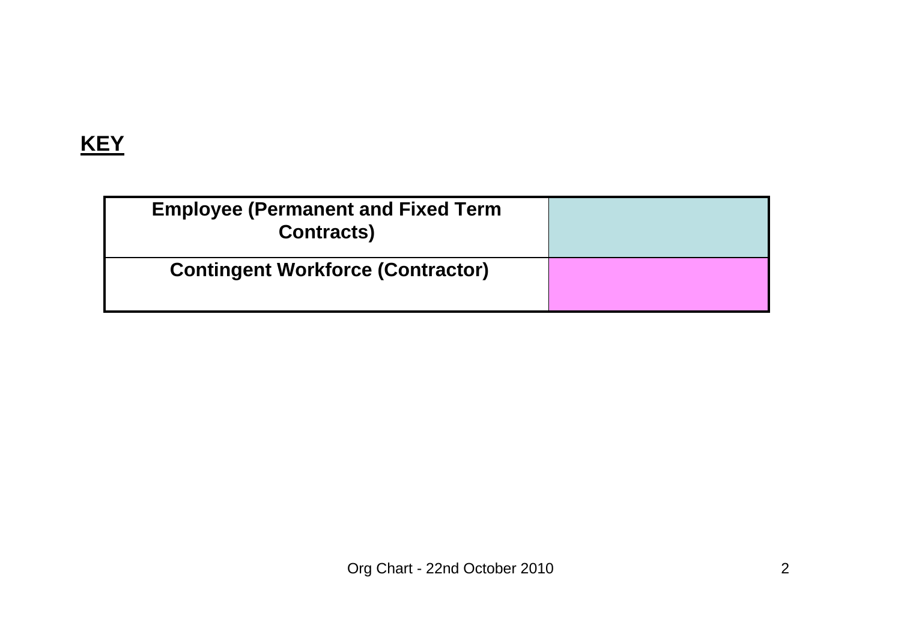## KEY

| Employee (Permanent and Fixed Term Contracts) | |
|---|---|
| Contingent Workforce (Contractor) | |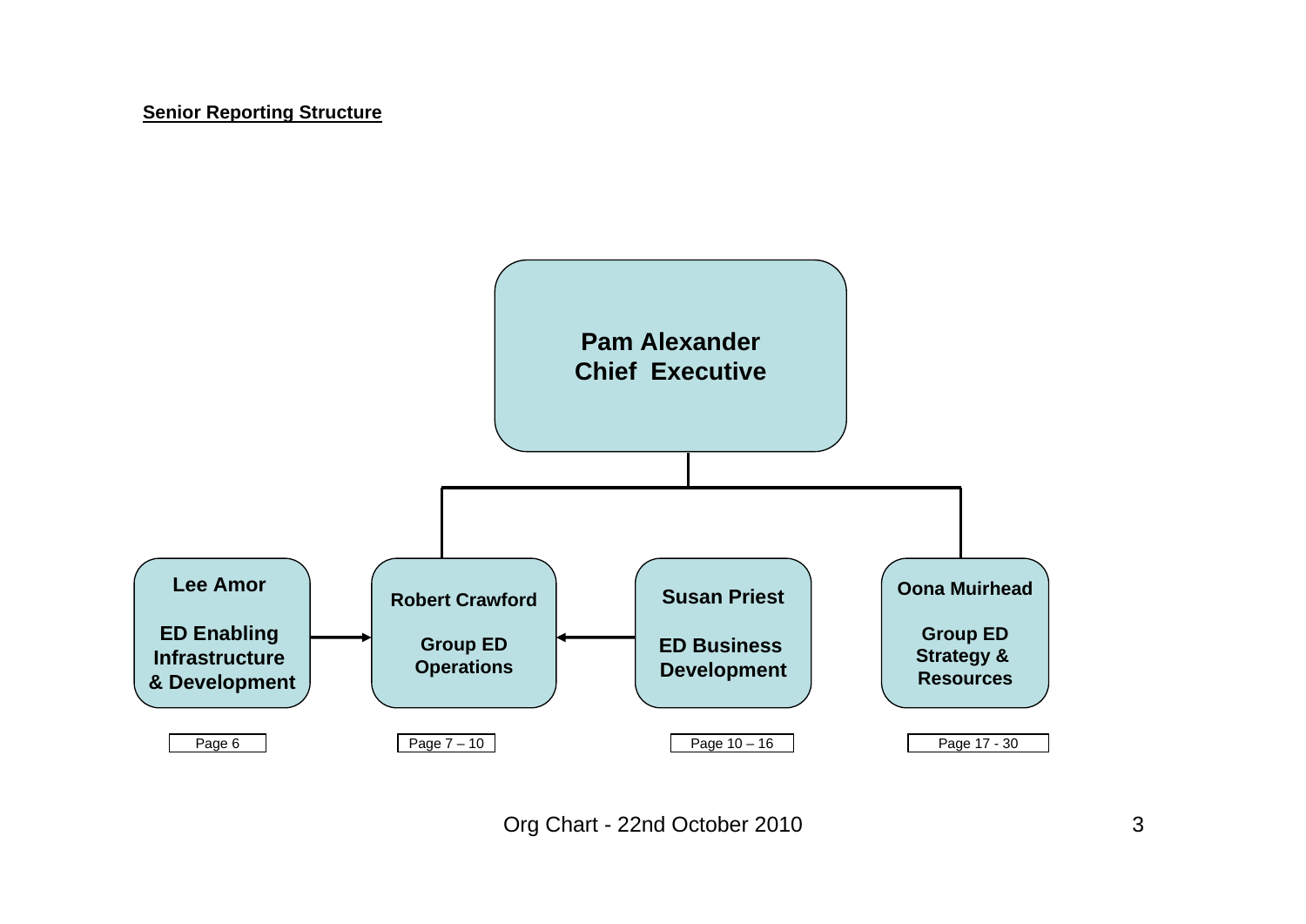**Senior Reporting Structure**

**Pam Alexander**
**Chief Executive**

- **Lee Amor** — **ED Enabling Infrastructure & Development** (Page 6)
- **Robert Crawford** — **Group ED Operations** (Page 7 – 10)
- **Susan Priest** — **ED Business Development** (Page 10 – 16)
- **Oona Muirhead** — **Group ED Strategy & Resources** (Page 17 - 30)

Org Chart - 22nd October 2010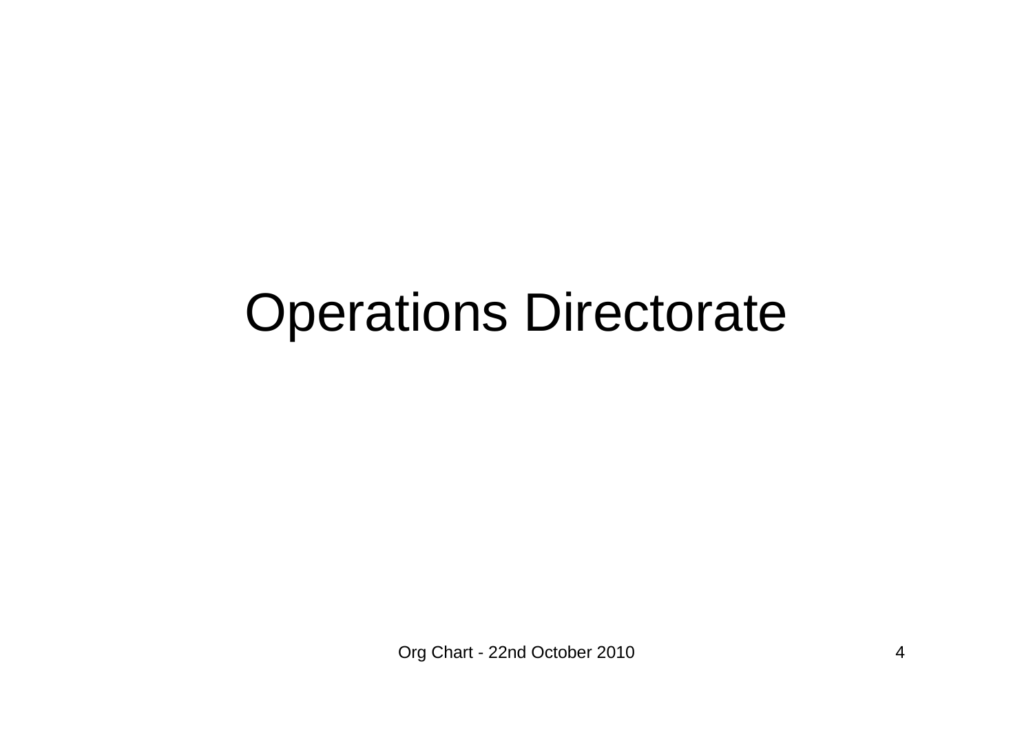# Operations Directorate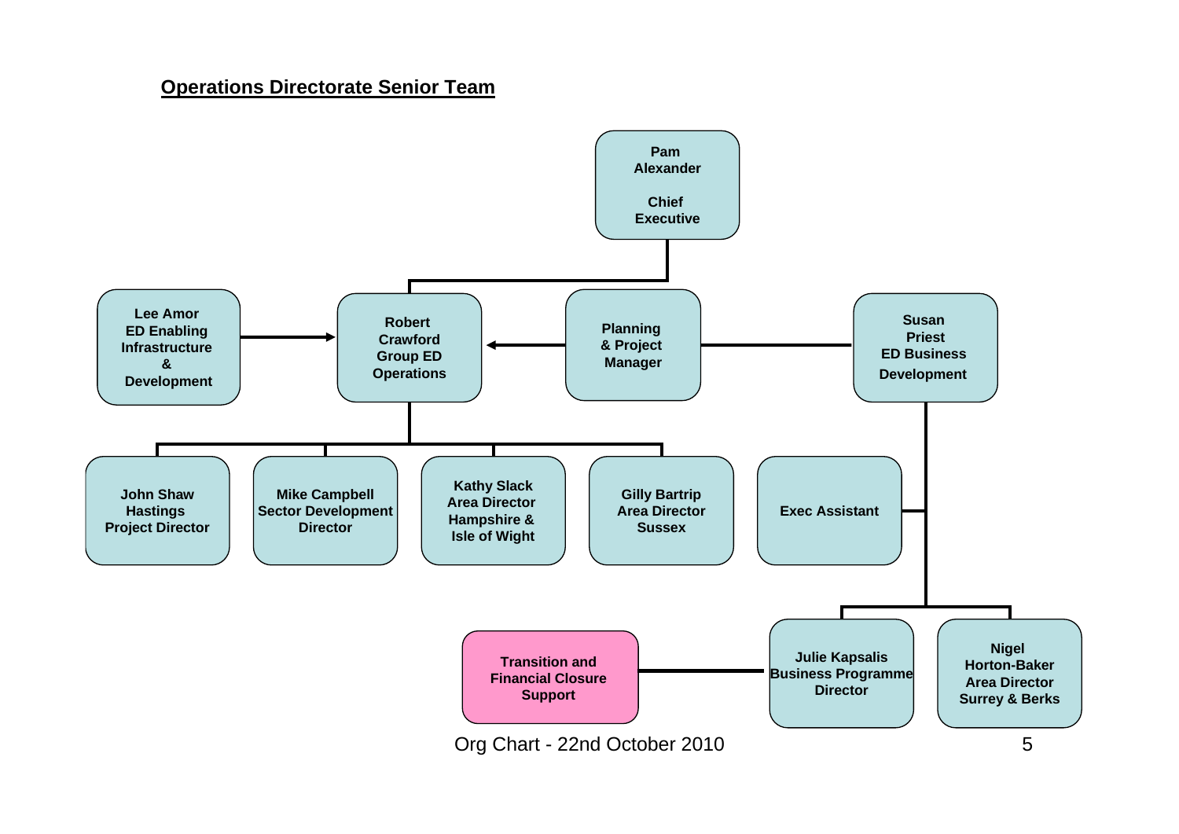## Operations Directorate Senior Team

**Pam Alexander**
Chief Executive

- **Robert Crawford** – Group ED Operations
  - **Lee Amor** – ED Enabling Infrastructure & Development (→ Robert Crawford)
  - **Planning & Project Manager** (→ Robert Crawford)
  - **John Shaw** – Hastings Project Director
  - **Mike Campbell** – Sector Development Director
  - **Kathy Slack** – Area Director Hampshire & Isle of Wight
  - **Gilly Bartrip** – Area Director Sussex
- **Susan Priest** – ED Business Development (connected to Planning & Project Manager)
  - **Exec Assistant**
  - **Julie Kapsalis** – Business Programme Director
    - **Transition and Financial Closure Support**
  - **Nigel Horton-Baker** – Area Director Surrey & Berks

Org Chart - 22nd October 2010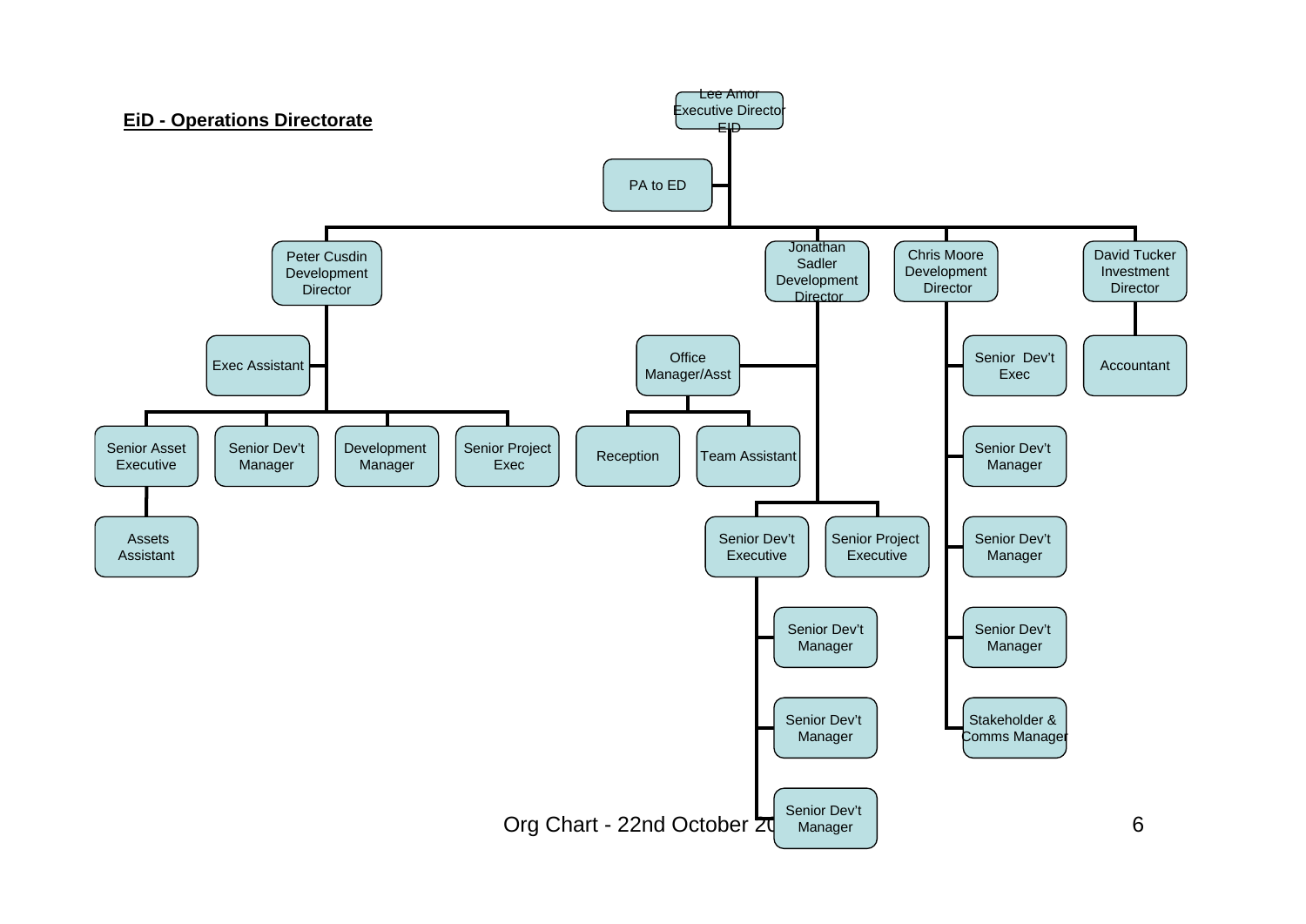## EiD - Operations Directorate

- **Lee Amor** – Executive Director EiD
  - PA to ED
  - **Peter Cusdin** – Development Director
    - Exec Assistant
    - Senior Asset Executive
      - Assets Assistant
    - Senior Dev't Manager
    - Development Manager
    - Senior Project Exec
  - **Jonathan Sadler** – Development Director
    - Office Manager/Asst
      - Reception
      - Team Assistant
    - Senior Dev't Executive
      - Senior Dev't Manager
      - Senior Dev't Manager
      - Senior Dev't Manager
    - Senior Project Executive
  - **Chris Moore** – Development Director
    - Senior Dev't Exec
    - Senior Dev't Manager
    - Senior Dev't Manager
    - Senior Dev't Manager
    - Stakeholder & Comms Manager
  - **David Tucker** – Investment Director
    - Accountant

Org Chart - 22nd October 20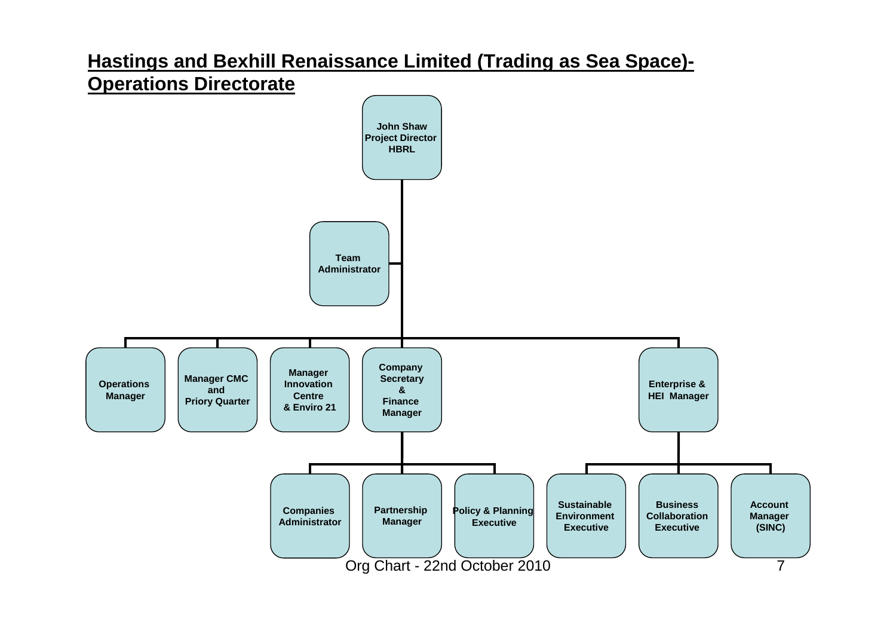# Hastings and Bexhill Renaissance Limited (Trading as Sea Space)- Operations Directorate

- **John Shaw, Project Director, HBRL**
  - **Team Administrator**
  - **Operations Manager**
  - **Manager CMC and Priory Quarter**
  - **Manager Innovation Centre & Enviro 21**
  - **Company Secretary & Finance Manager**
    - **Companies Administrator**
    - **Partnership Manager**
    - **Policy & Planning Executive**
  - **Enterprise & HEI Manager**
    - **Sustainable Environment Executive**
    - **Business Collaboration Executive**
    - **Account Manager (SINC)**

Org Chart - 22nd October 2010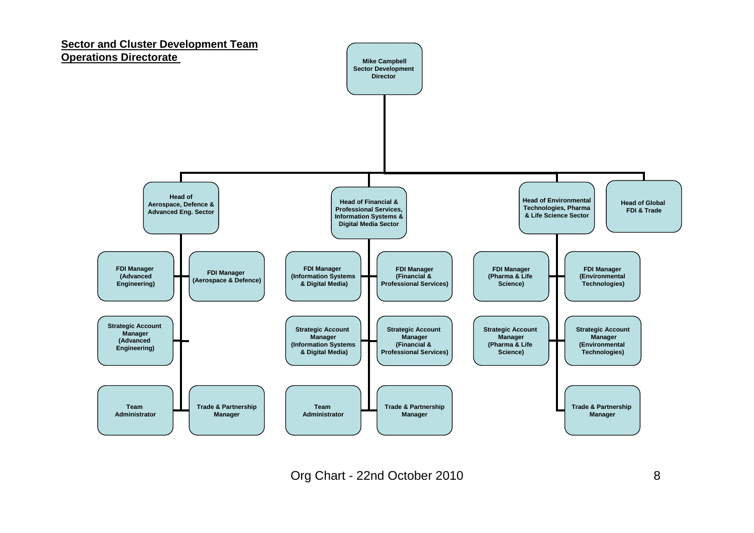**Sector and Cluster Development Team**
**Operations Directorate**

- **Mike Campbell** – Sector Development Director
  - **Head of Aerospace, Defence & Advanced Eng. Sector**
    - FDI Manager (Advanced Engineering)
    - FDI Manager (Aerospace & Defence)
    - Strategic Account Manager (Advanced Engineering)
    - Team Administrator
    - Trade & Partnership Manager
  - **Head of Financial & Professional Services, Information Systems & Digital Media Sector**
    - FDI Manager (Information Systems & Digital Media)
    - FDI Manager (Financial & Professional Services)
    - Strategic Account Manager (Information Systems & Digital Media)
    - Strategic Account Manager (Financial & Professional Services)
    - Team Administrator
    - Trade & Partnership Manager
  - **Head of Environmental Technologies, Pharma & Life Science Sector**
    - FDI Manager (Pharma & Life Science)
    - FDI Manager (Environmental Technologies)
    - Strategic Account Manager (Pharma & Life Science)
    - Strategic Account Manager (Environmental Technologies)
    - Trade & Partnership Manager
  - **Head of Global FDI & Trade**

Org Chart - 22nd October 2010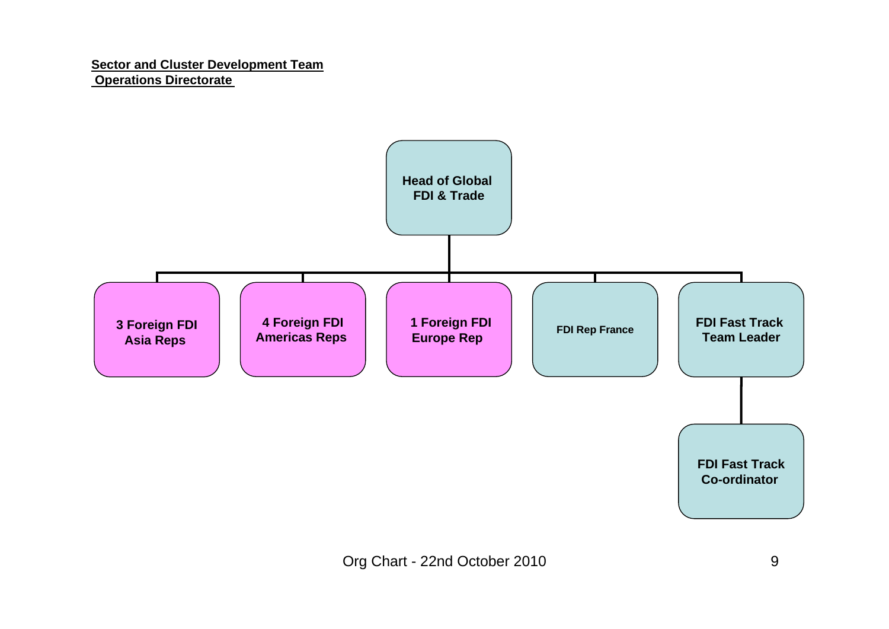**Sector and Cluster Development Team**
**Operations Directorate**

- **Head of Global FDI & Trade**
  - **3 Foreign FDI Asia Reps**
  - **4 Foreign FDI Americas Reps**
  - **1 Foreign FDI Europe Rep**
  - **FDI Rep France**
  - **FDI Fast Track Team Leader**
    - **FDI Fast Track Co-ordinator**

Org Chart - 22nd October 2010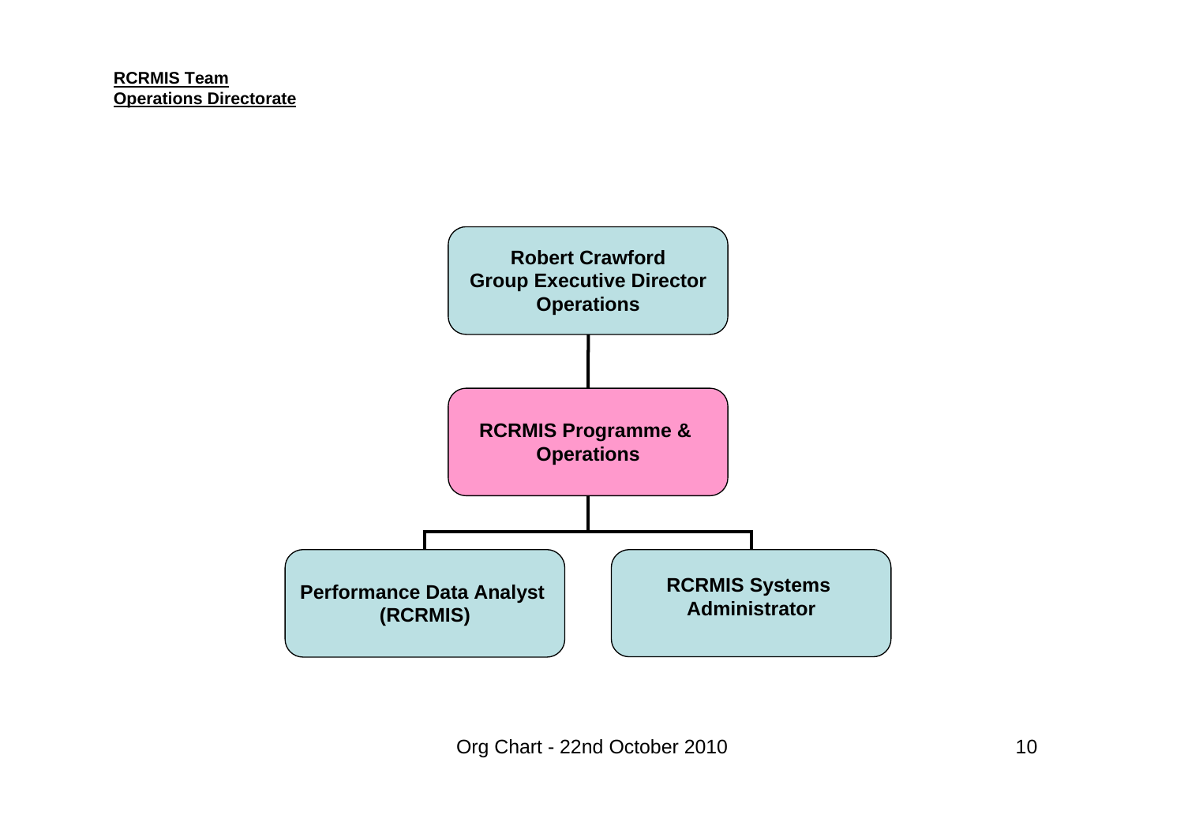**RCRMIS Team**
**Operations Directorate**

- **Robert Crawford, Group Executive Director Operations**
  - **RCRMIS Programme & Operations**
    - **Performance Data Analyst (RCRMIS)**
    - **RCRMIS Systems Administrator**

Org Chart - 22nd October 2010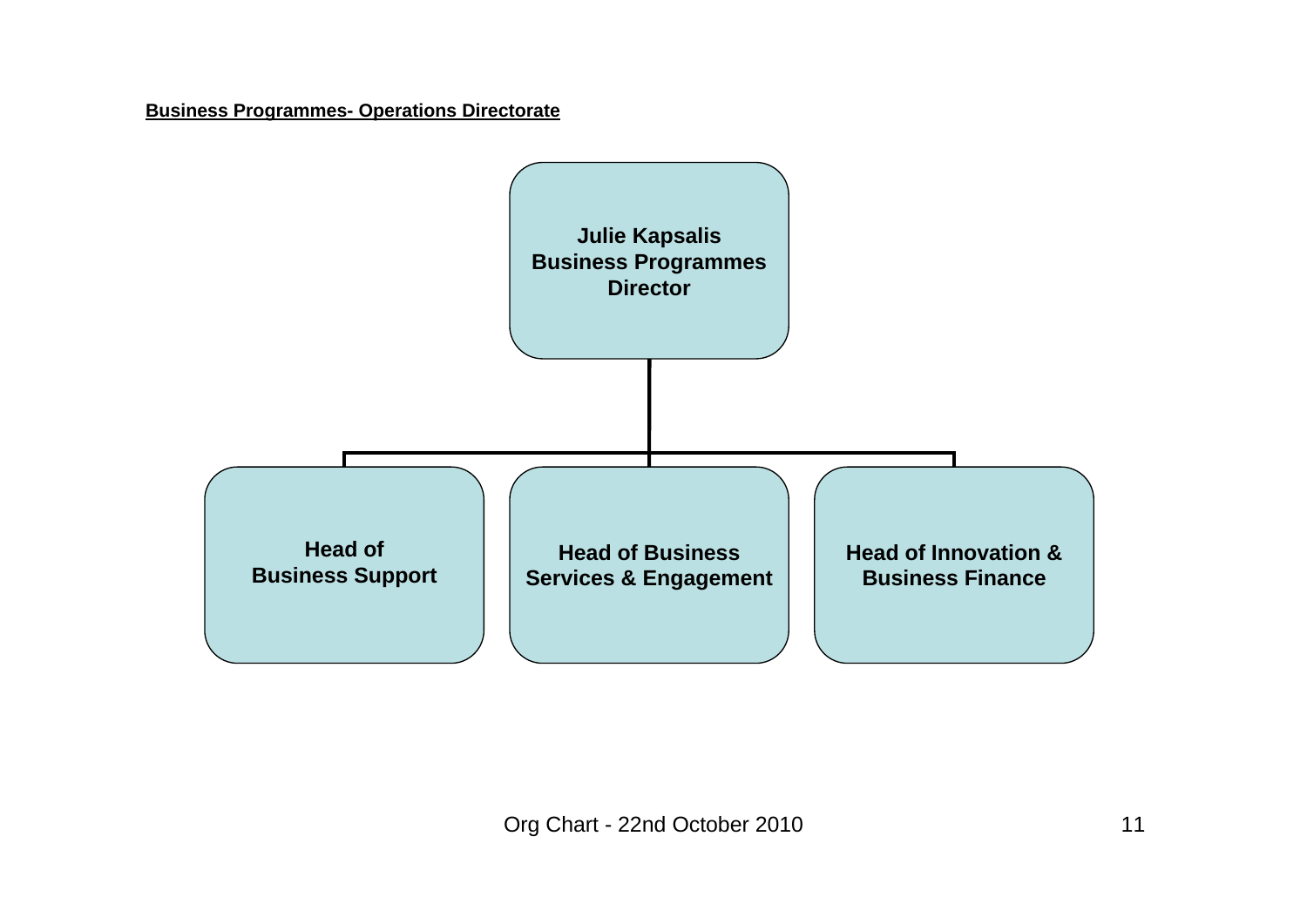**Business Programmes- Operations Directorate**

- **Julie Kapsalis**
  **Business Programmes Director**
  - **Head of Business Support**
  - **Head of Business Services & Engagement**
  - **Head of Innovation & Business Finance**

Org Chart - 22nd October 2010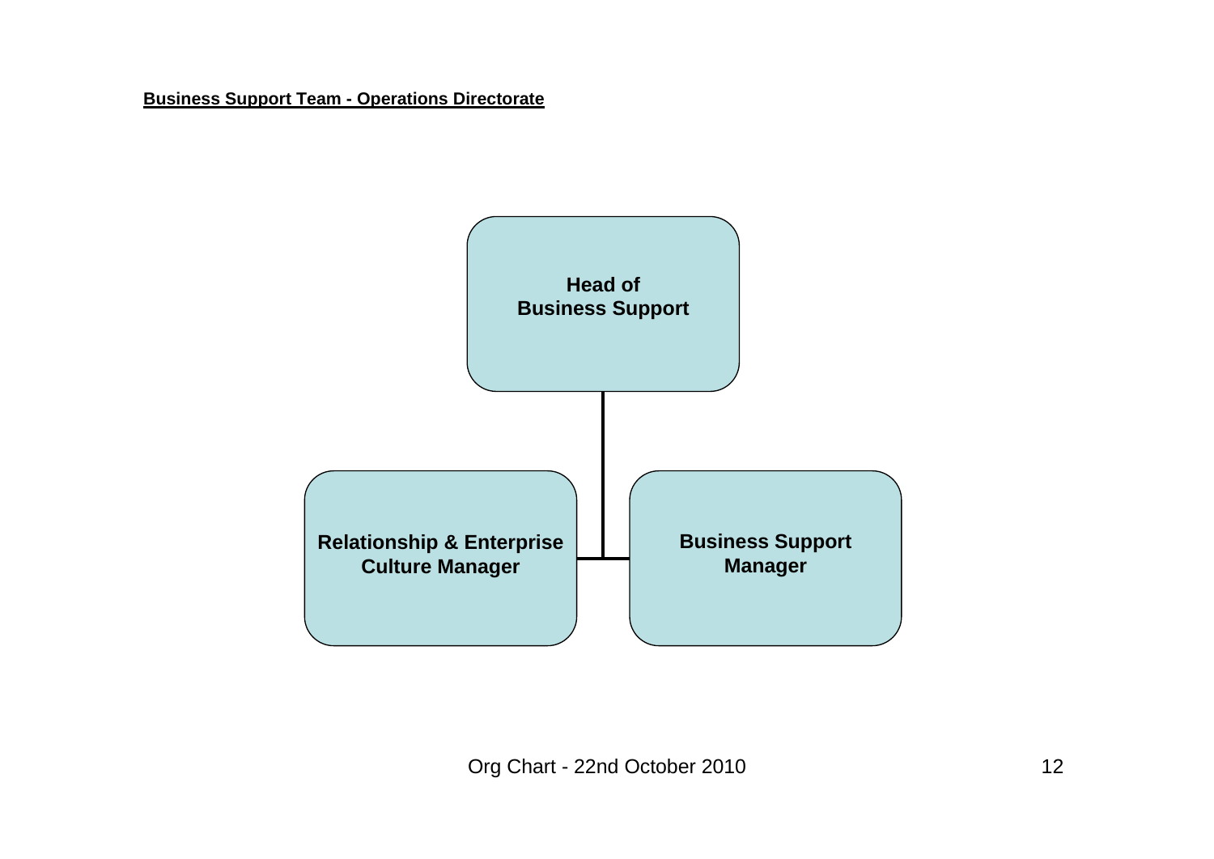**Business Support Team - Operations Directorate**

- **Head of Business Support**
  - **Relationship & Enterprise Culture Manager**
  - **Business Support Manager**

Org Chart - 22nd October 2010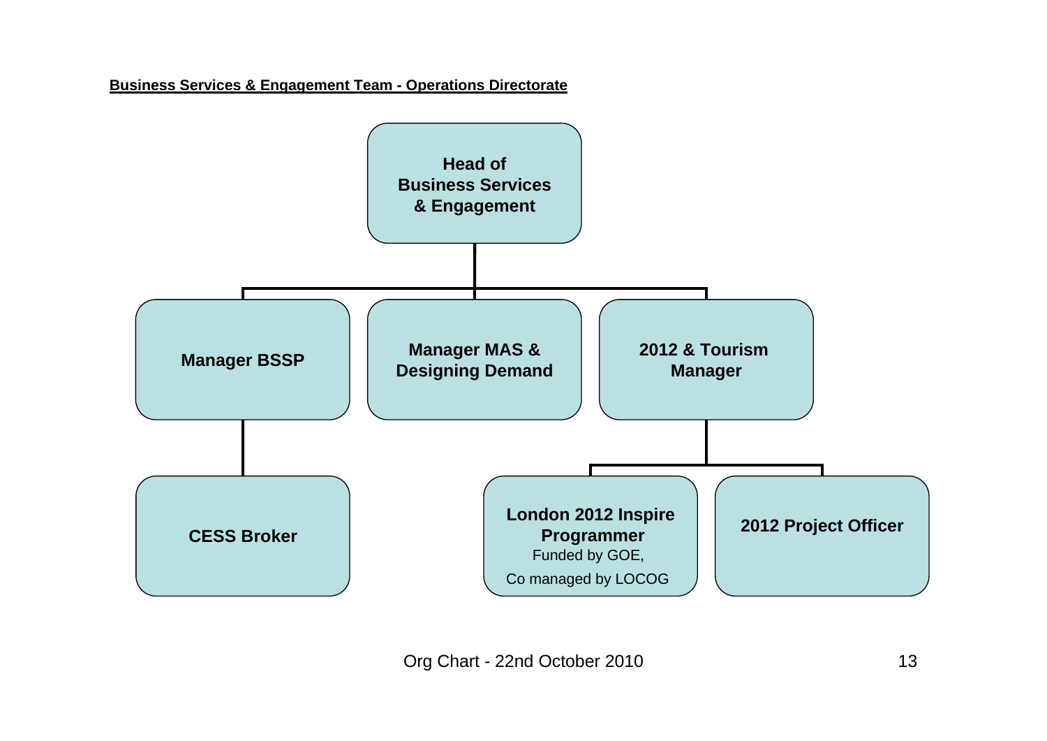**Business Services & Engagement Team - Operations Directorate**

- **Head of Business Services & Engagement**
  - **Manager BSSP**
    - **CESS Broker**
  - **Manager MAS & Designing Demand**
  - **2012 & Tourism Manager**
    - **London 2012 Inspire Programmer** Funded by GOE, Co managed by LOCOG
    - **2012 Project Officer**

Org Chart - 22nd October 2010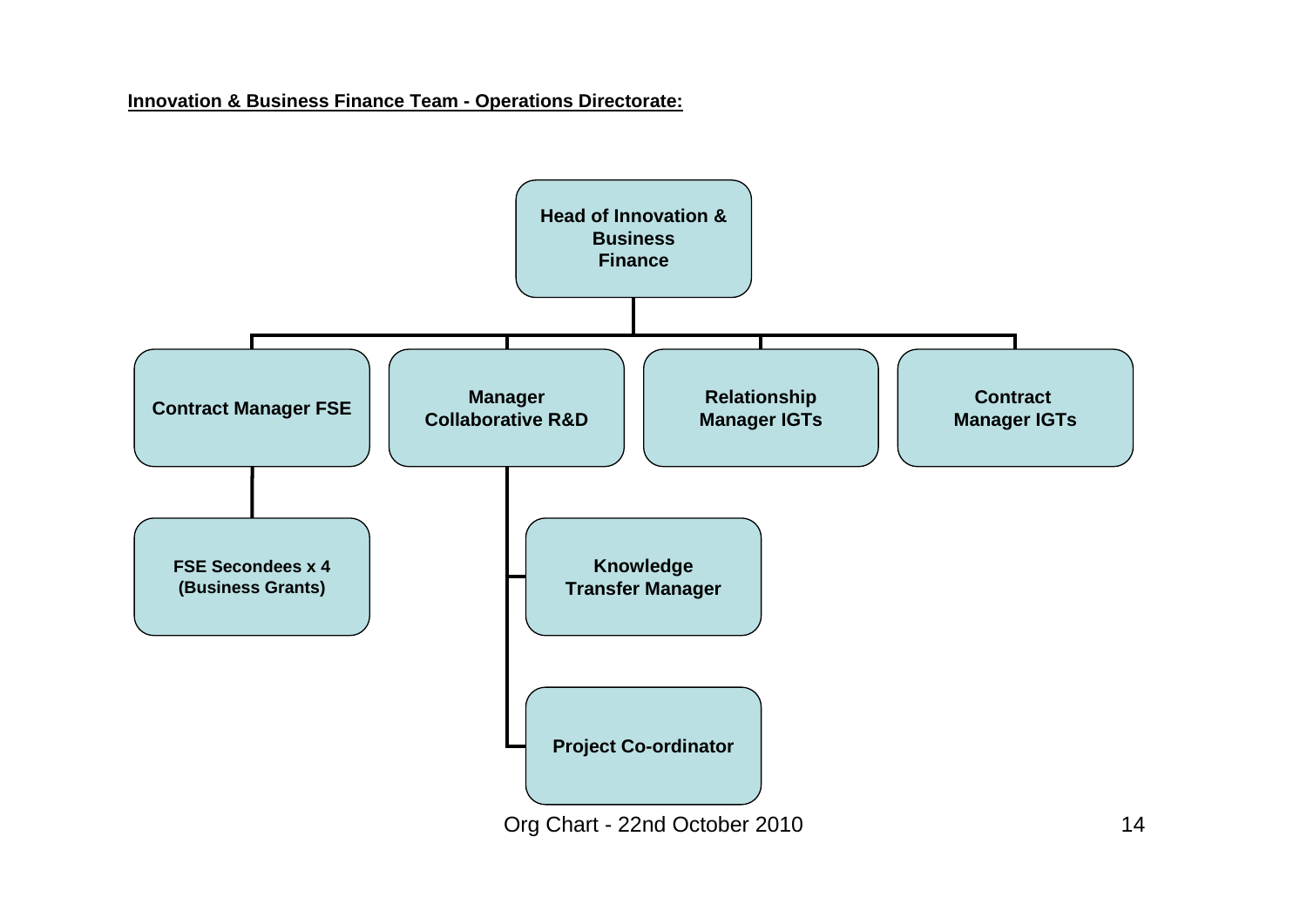**Innovation & Business Finance Team - Operations Directorate:**

- **Head of Innovation & Business Finance**
  - **Contract Manager FSE**
    - **FSE Secondees x 4 (Business Grants)**
  - **Manager Collaborative R&D**
    - **Knowledge Transfer Manager**
    - **Project Co-ordinator**
  - **Relationship Manager IGTs**
  - **Contract Manager IGTs**

Org Chart - 22nd October 2010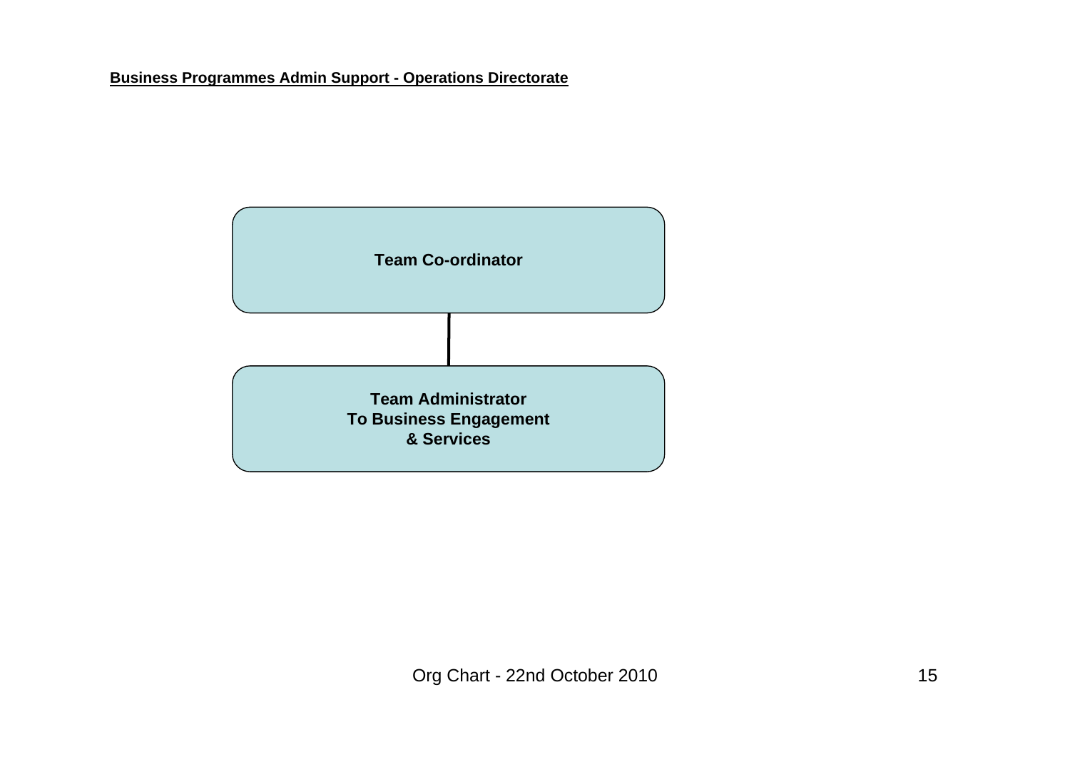**Business Programmes Admin Support - Operations Directorate**

**Team Co-ordinator**

**Team Administrator**
**To Business Engagement**
**& Services**

Org Chart - 22nd October 2010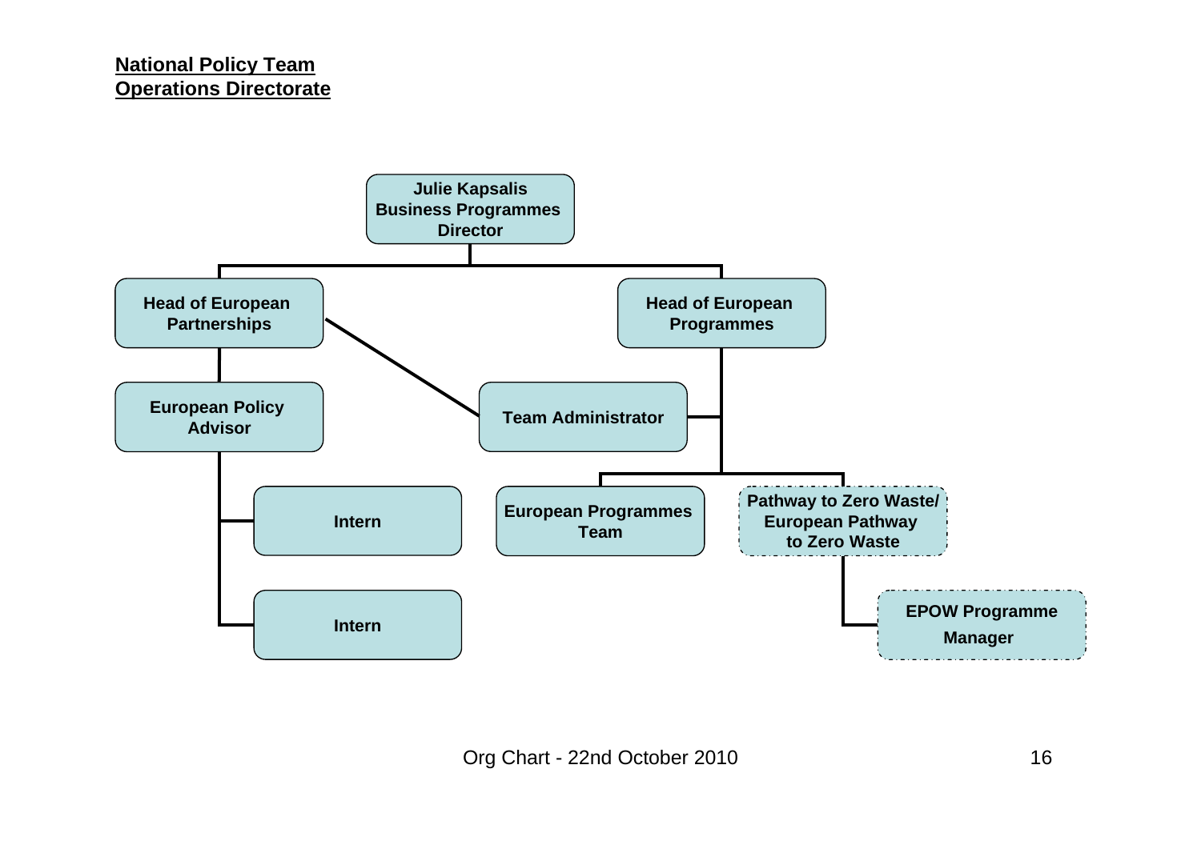**National Policy Team**
**Operations Directorate**

- **Julie Kapsalis** – Business Programmes Director
  - **Head of European Partnerships**
    - **European Policy Advisor**
      - **Intern**
      - **Intern**
    - **Team Administrator** (also linked to Head of European Programmes)
  - **Head of European Programmes**
    - **Team Administrator**
    - **European Programmes Team**
    - **Pathway to Zero Waste/ European Pathway to Zero Waste**
      - **EPOW Programme Manager**

Org Chart - 22nd October 2010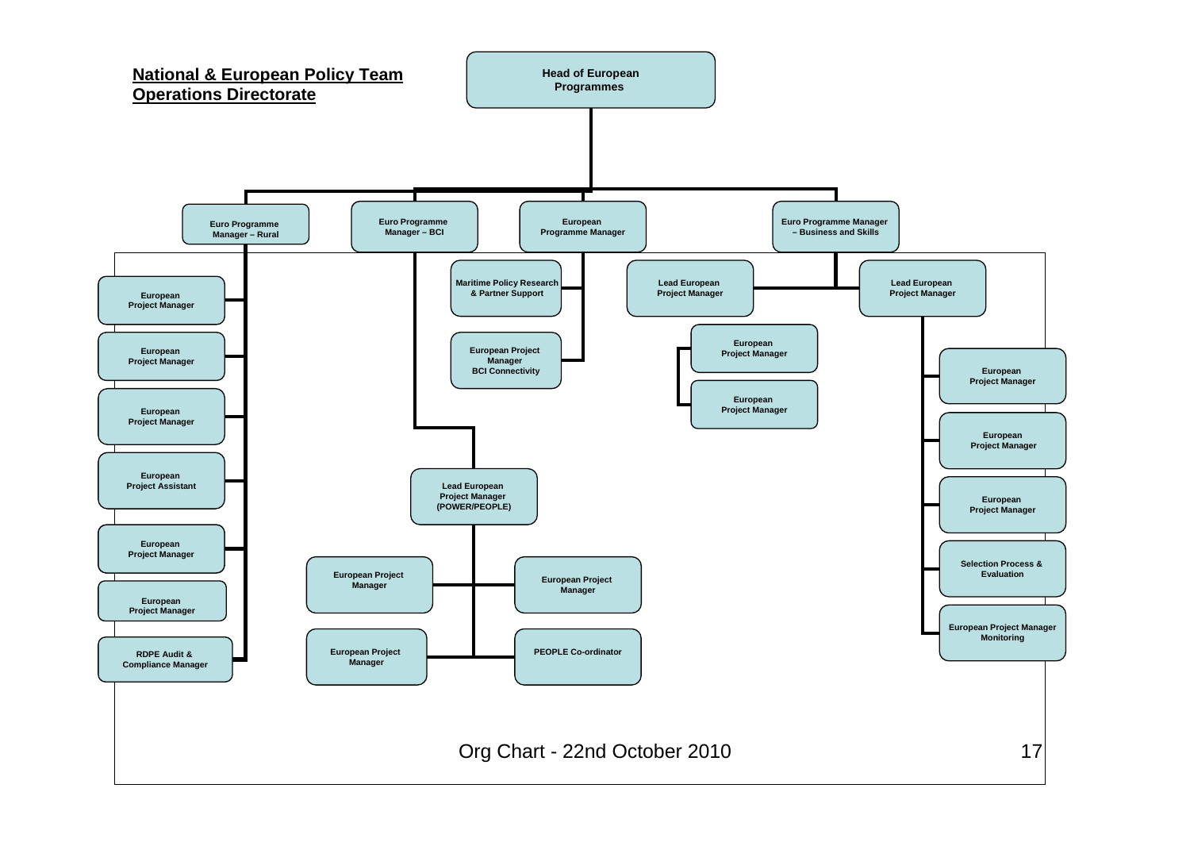**National & European Policy Team**
**Operations Directorate**

- **Head of European Programmes**
  - **Euro Programme Manager – Rural**
    - European Project Manager
    - European Project Manager
    - European Project Manager
    - European Project Assistant
    - European Project Manager
    - European Project Manager
    - RDPE Audit & Compliance Manager
  - **Euro Programme Manager – BCI**
    - Lead European Project Manager (POWER/PEOPLE)
      - European Project Manager
      - European Project Manager
      - European Project Manager
      - PEOPLE Co-ordinator
  - **European Programme Manager**
    - Maritime Policy Research & Partner Support
    - European Project Manager BCI Connectivity
  - **Euro Programme Manager – Business and Skills**
    - Lead European Project Manager
      - European Project Manager
      - European Project Manager
    - Lead European Project Manager
      - European Project Manager
      - European Project Manager
      - European Project Manager
      - Selection Process & Evaluation
      - European Project Manager Monitoring

Org Chart - 22nd October 2010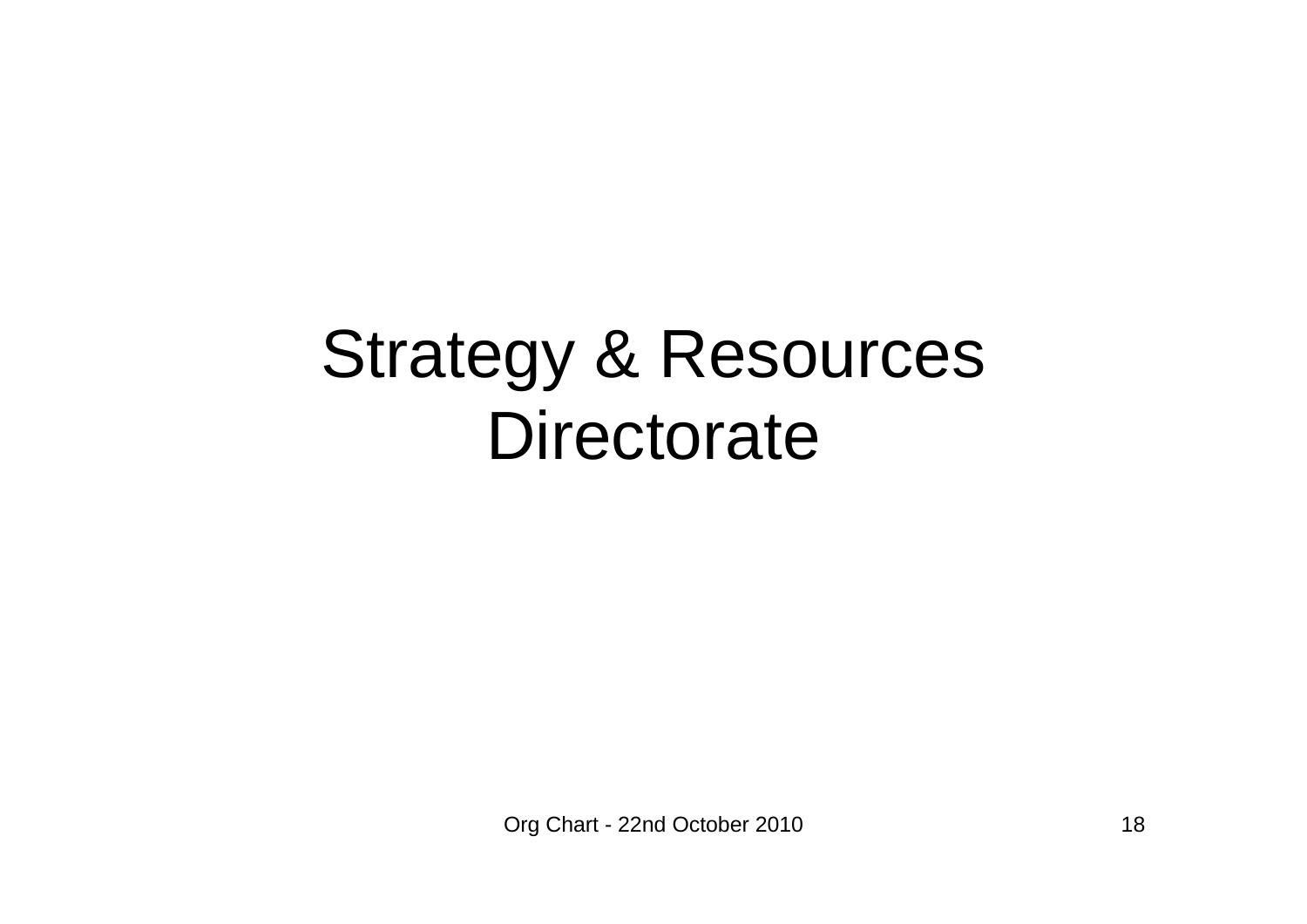# Strategy & Resources Directorate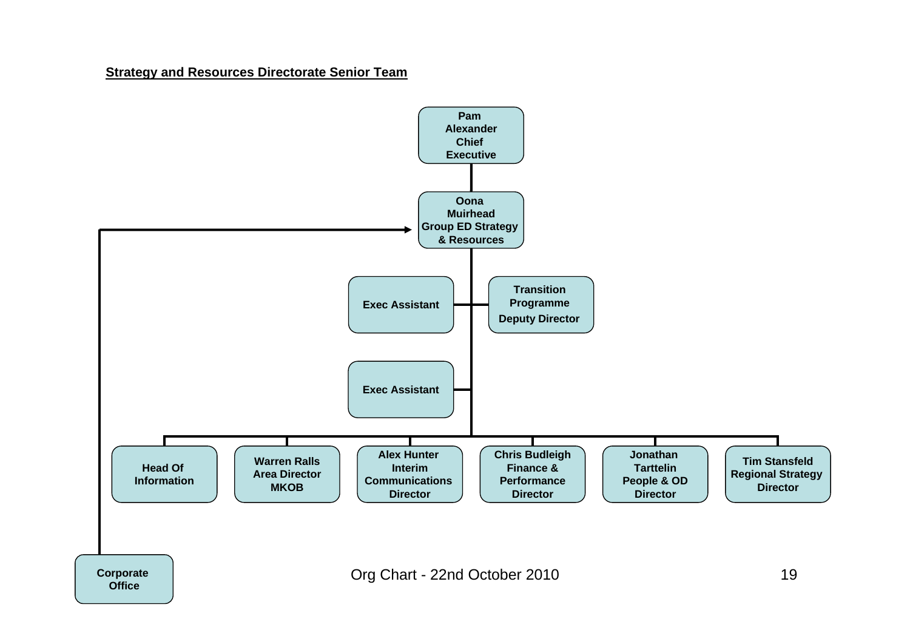**Strategy and Resources Directorate Senior Team**

- **Pam Alexander Chief Executive**
  - **Oona Muirhead Group ED Strategy & Resources**
    - **Exec Assistant**
    - **Transition Programme Deputy Director**
    - **Exec Assistant**
    - **Head Of Information**
    - **Warren Ralls Area Director MKOB**
    - **Alex Hunter Interim Communications Director**
    - **Chris Budleigh Finance & Performance Director**
    - **Jonathan Tarttelin People & OD Director**
    - **Tim Stansfeld Regional Strategy Director**

**Corporate Office** → Oona Muirhead Group ED Strategy & Resources

Org Chart - 22nd October 2010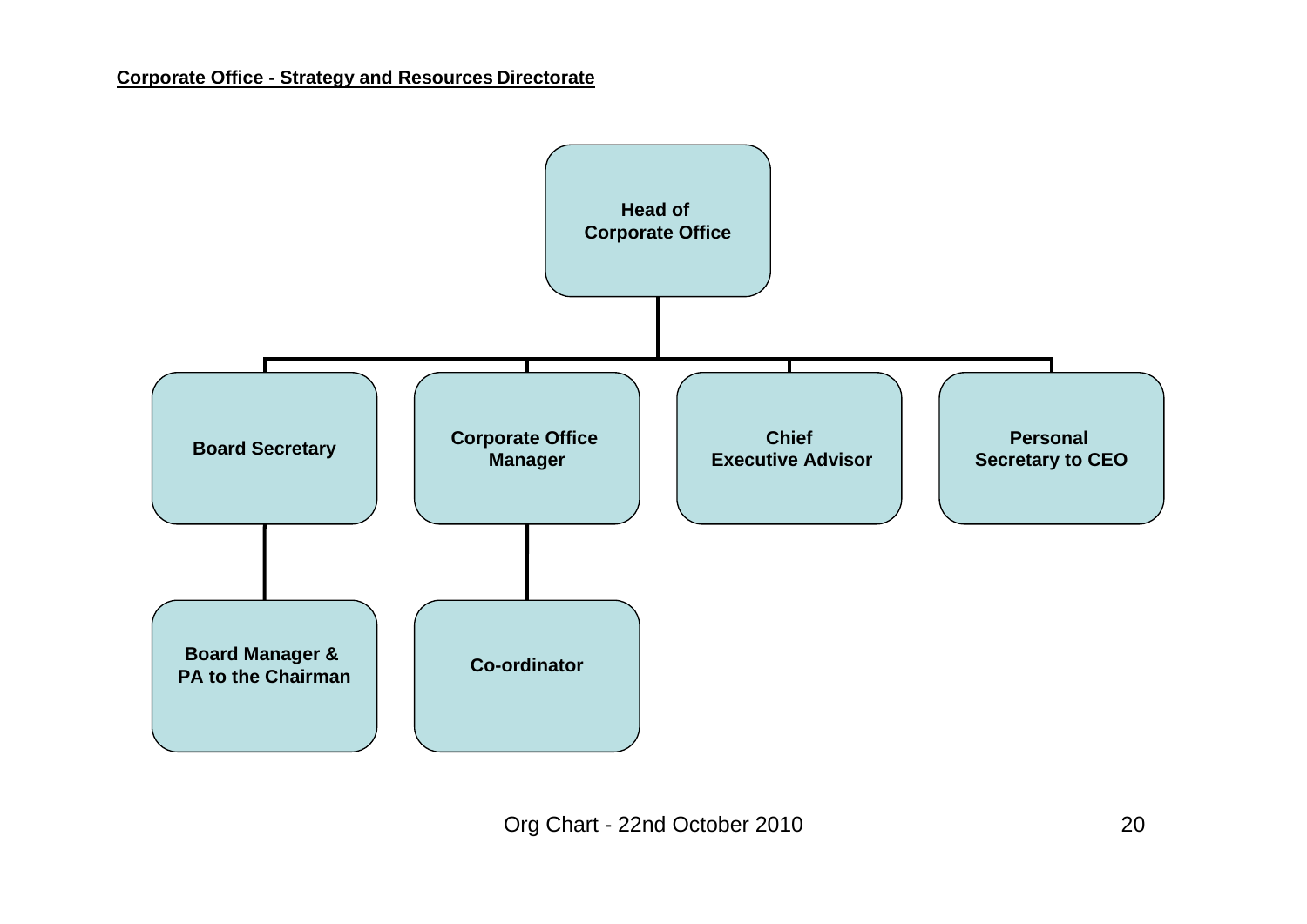**Corporate Office - Strategy and Resources Directorate**

- Head of Corporate Office
  - Board Secretary
    - Board Manager & PA to the Chairman
  - Corporate Office Manager
    - Co-ordinator
  - Chief Executive Advisor
  - Personal Secretary to CEO

Org Chart - 22nd October 2010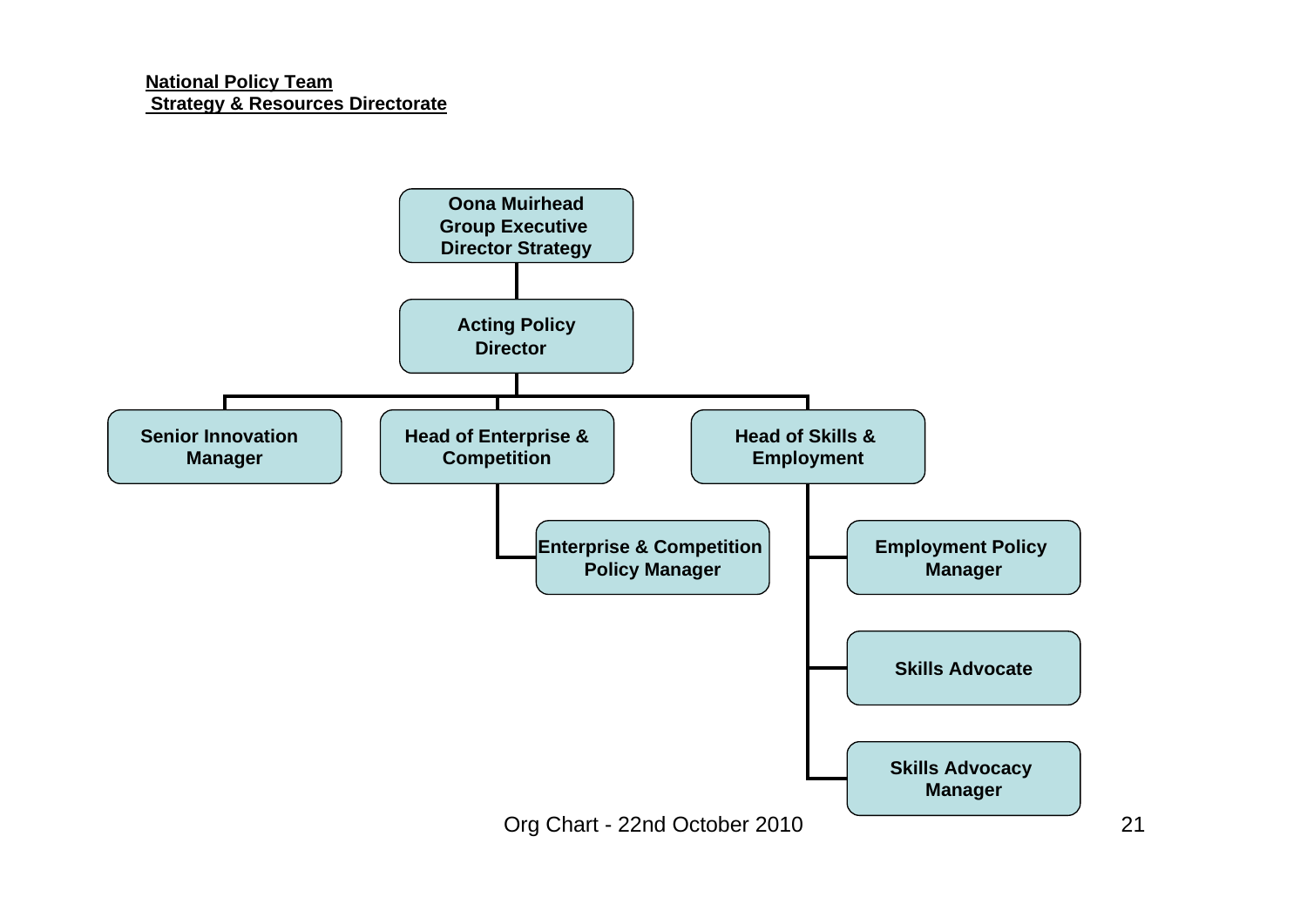**National Policy Team**
**Strategy & Resources Directorate**

- **Oona Muirhead, Group Executive Director Strategy**
  - **Acting Policy Director**
    - **Senior Innovation Manager**
    - **Head of Enterprise & Competition**
      - **Enterprise & Competition Policy Manager**
    - **Head of Skills & Employment**
      - **Employment Policy Manager**
      - **Skills Advocate**
      - **Skills Advocacy Manager**

Org Chart - 22nd October 2010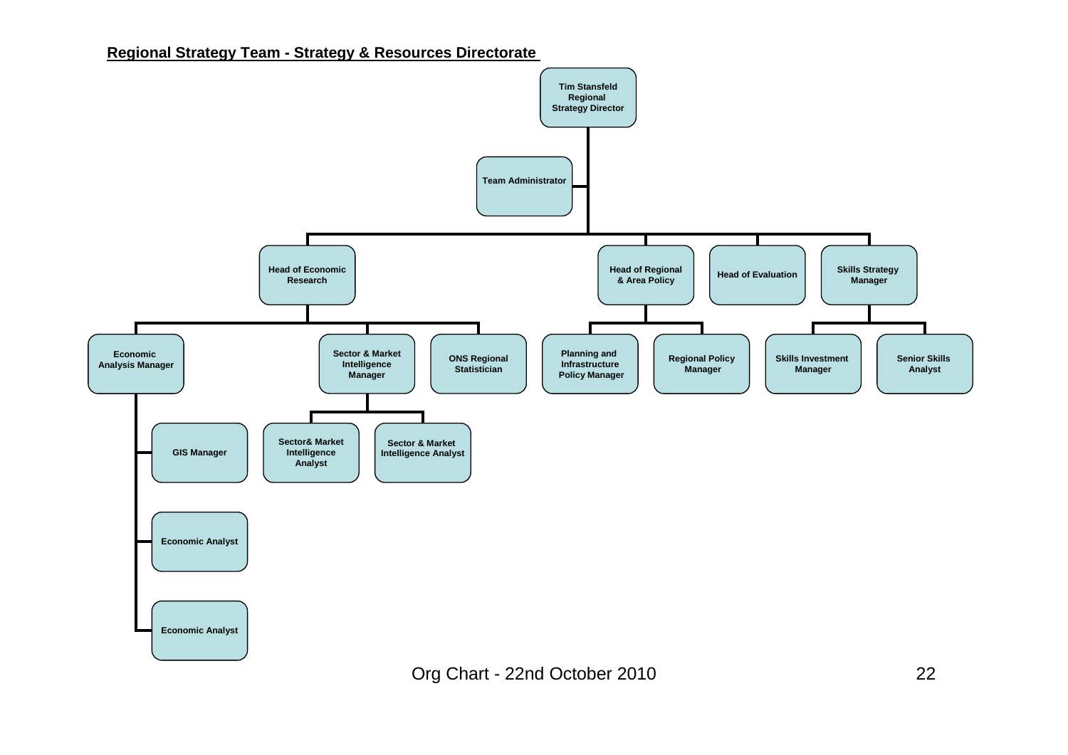## Regional Strategy Team - Strategy & Resources Directorate

- **Tim Stansfeld** — Regional Strategy Director
  - Team Administrator
  - Head of Economic Research
    - Economic Analysis Manager
      - GIS Manager
      - Economic Analyst
      - Economic Analyst
    - Sector & Market Intelligence Manager
      - Sector& Market Intelligence Analyst
      - Sector & Market Intelligence Analyst
    - ONS Regional Statistician
  - Head of Regional & Area Policy
    - Planning and Infrastructure Policy Manager
    - Regional Policy Manager
  - Head of Evaluation
  - Skills Strategy Manager
    - Skills Investment Manager
    - Senior Skills Analyst

Org Chart - 22nd October 2010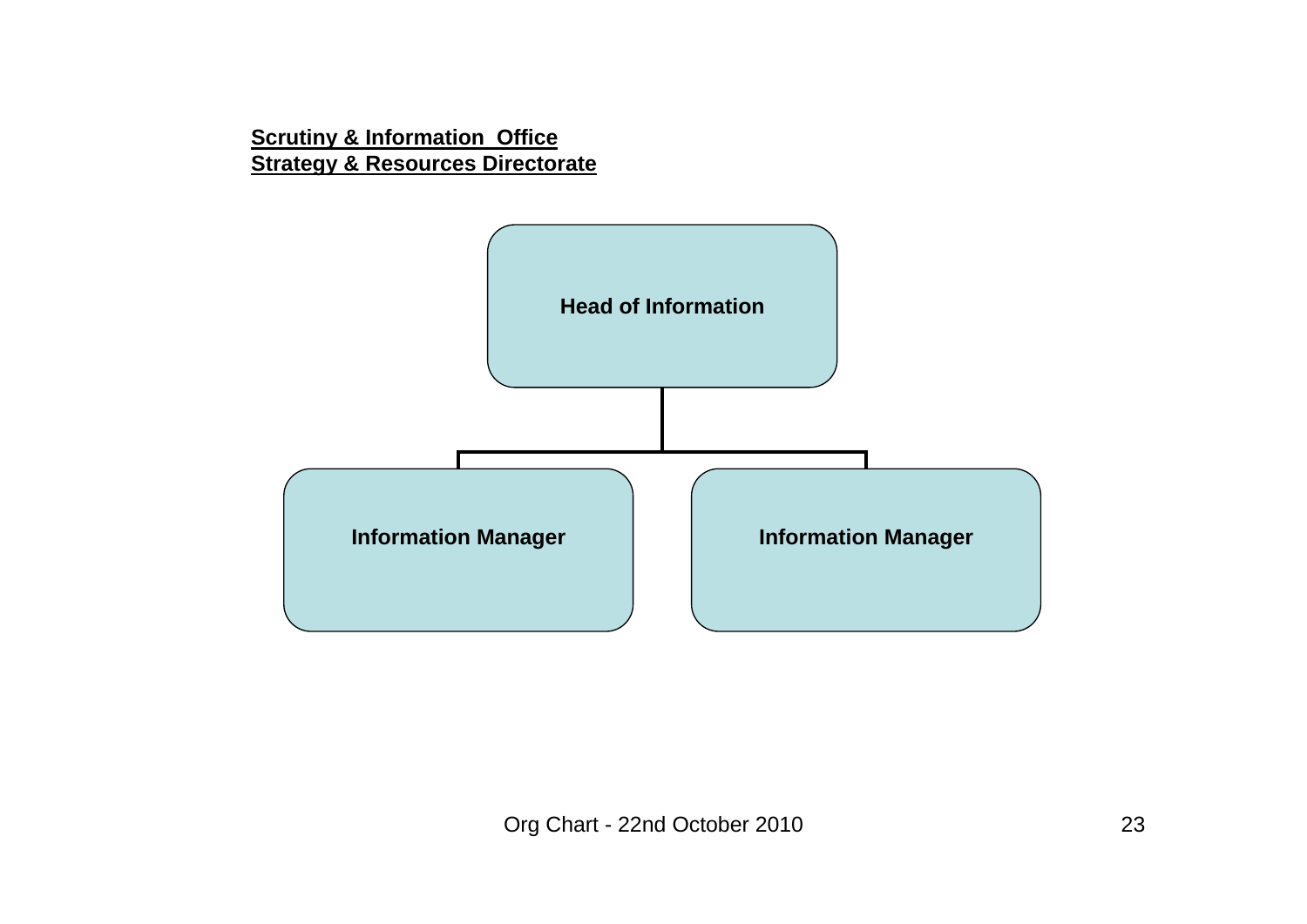**Scrutiny & Information Office**
**Strategy & Resources Directorate**

- **Head of Information**
  - **Information Manager**
  - **Information Manager**

Org Chart - 22nd October 2010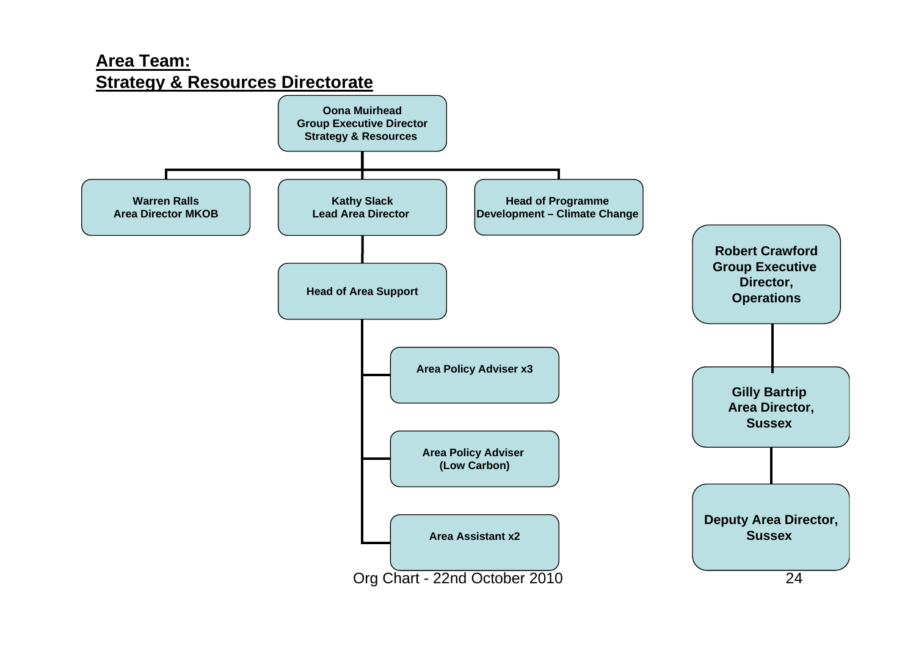## Area Team:
## Strategy & Resources Directorate

**Oona Muirhead**
**Group Executive Director**
**Strategy & Resources**

- **Warren Ralls** – **Area Director MKOB**
- **Kathy Slack** – **Lead Area Director**
  - **Head of Area Support**
    - **Area Policy Adviser x3**
    - **Area Policy Adviser (Low Carbon)**
    - **Area Assistant x2**
- **Head of Programme Development – Climate Change**

**Robert Crawford**
**Group Executive Director, Operations**

- **Gilly Bartrip** – **Area Director, Sussex**
  - **Deputy Area Director, Sussex**

Org Chart - 22nd October 2010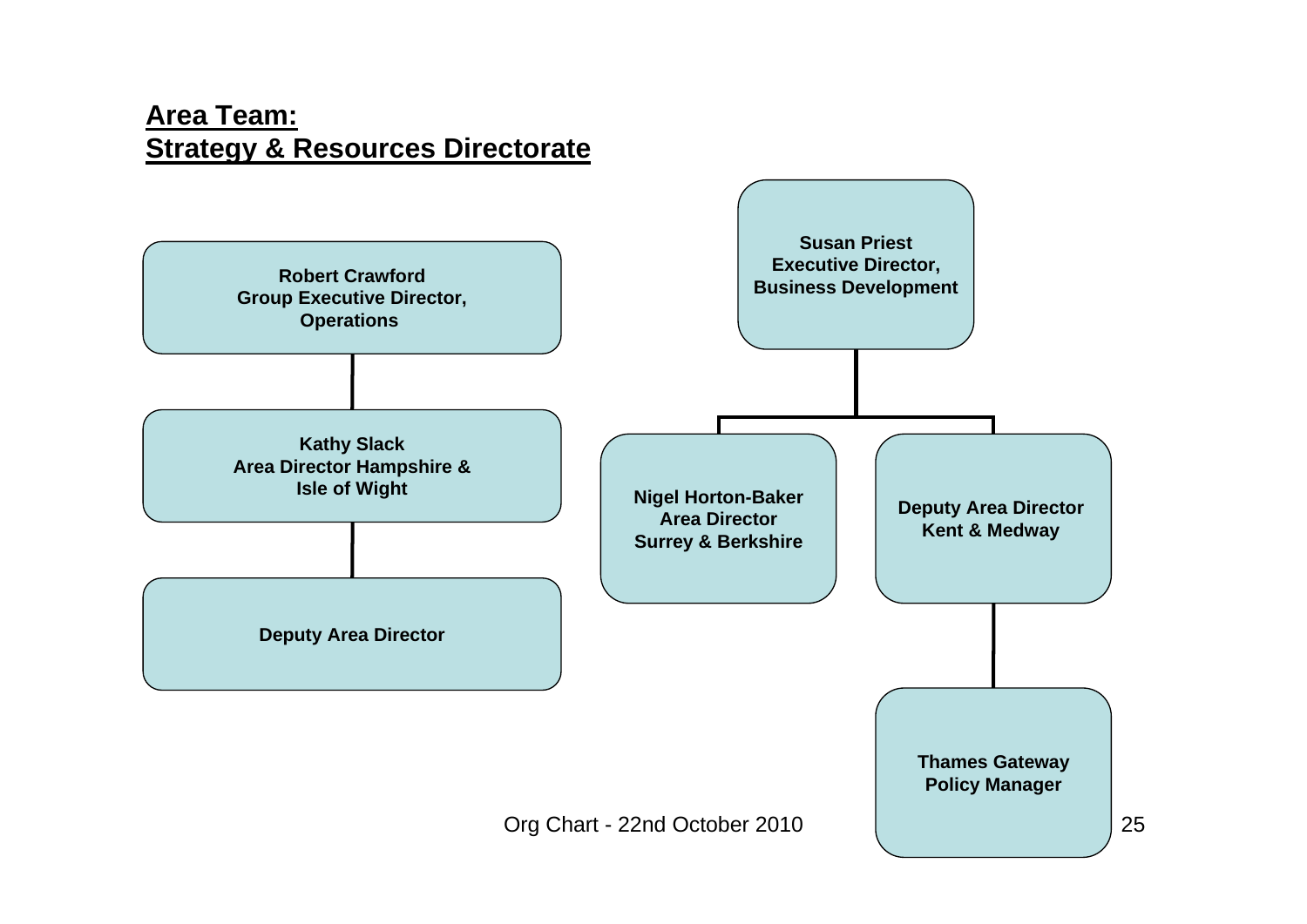## Area Team:
## Strategy & Resources Directorate

**Robert Crawford**
**Group Executive Director, Operations**

- **Kathy Slack**
  **Area Director Hampshire & Isle of Wight**
  - **Deputy Area Director**

**Susan Priest**
**Executive Director, Business Development**

- **Nigel Horton-Baker**
  **Area Director**
  **Surrey & Berkshire**
- **Deputy Area Director**
  **Kent & Medway**
  - **Thames Gateway Policy Manager**

Org Chart - 22nd October 2010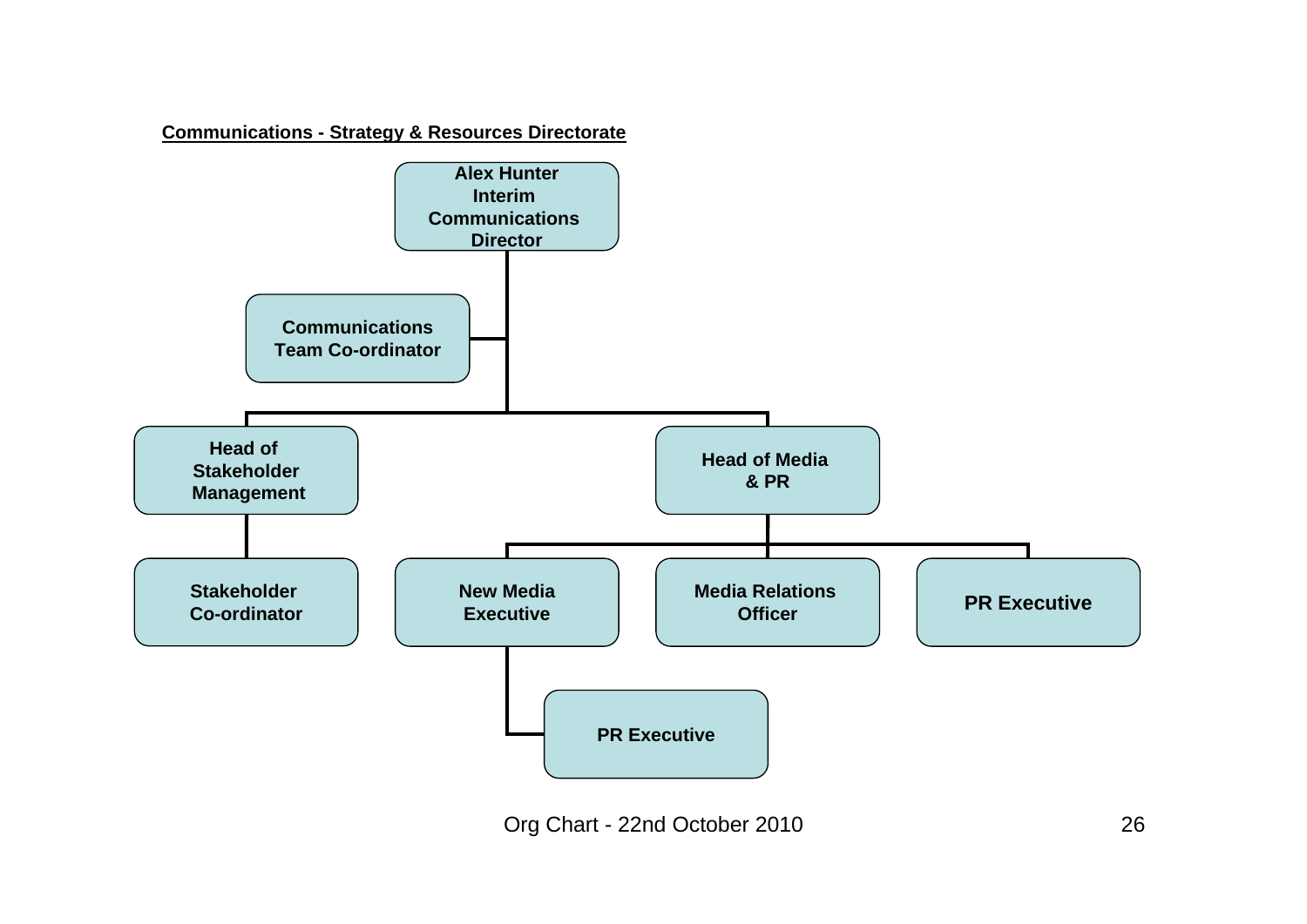**Communications - Strategy & Resources Directorate**

- **Alex Hunter — Interim Communications Director**
  - **Communications Team Co-ordinator**
  - **Head of Stakeholder Management**
    - **Stakeholder Co-ordinator**
  - **Head of Media & PR**
    - **New Media Executive**
      - **PR Executive**
    - **Media Relations Officer**
    - **PR Executive**

Org Chart - 22nd October 2010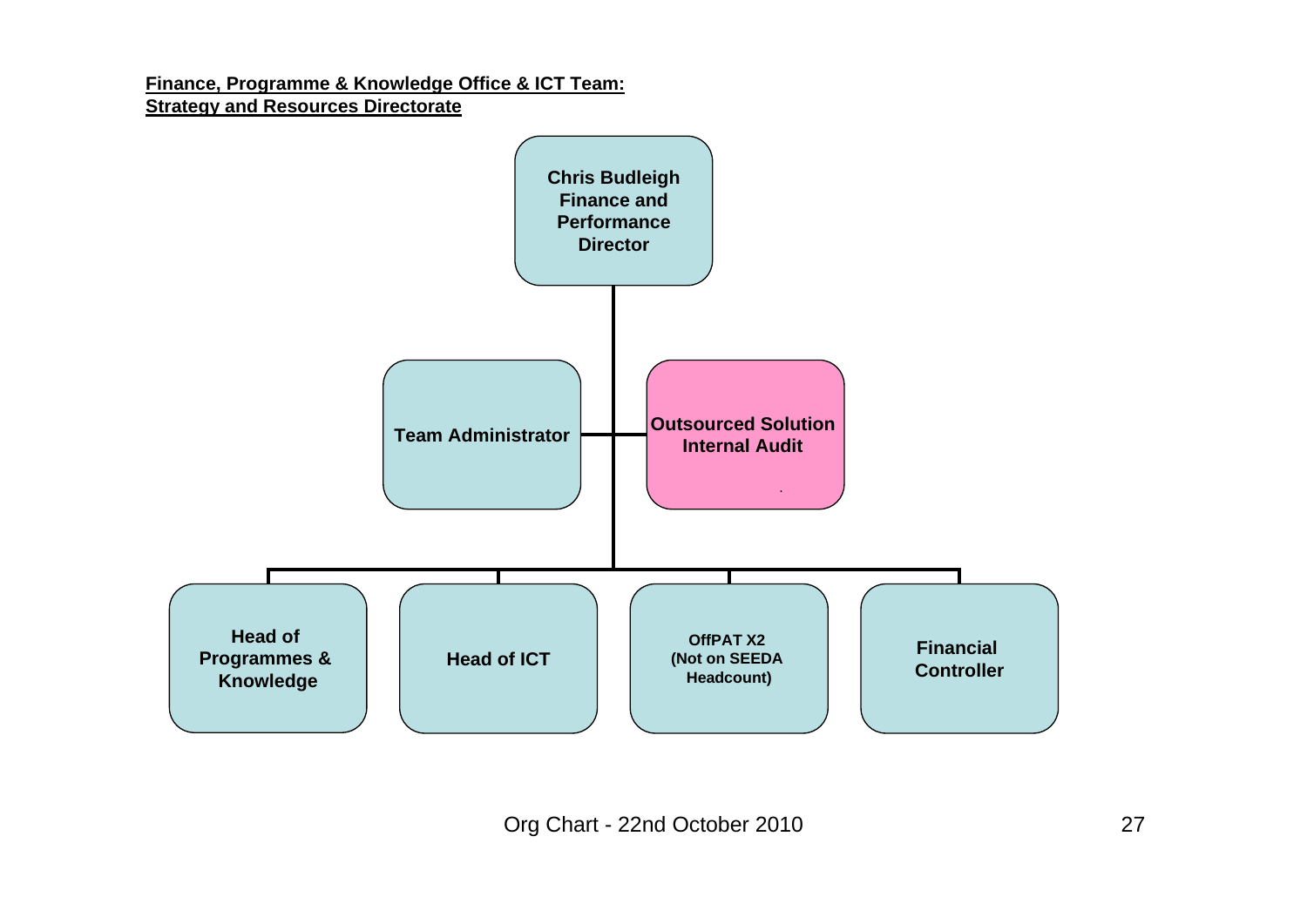**Finance, Programme & Knowledge Office & ICT Team:**
**Strategy and Resources Directorate**

- **Chris Budleigh Finance and Performance Director**
  - **Team Administrator**
  - **Outsourced Solution Internal Audit**
  - **Head of Programmes & Knowledge**
  - **Head of ICT**
  - **OffPAT X2 (Not on SEEDA Headcount)**
  - **Financial Controller**

Org Chart - 22nd October 2010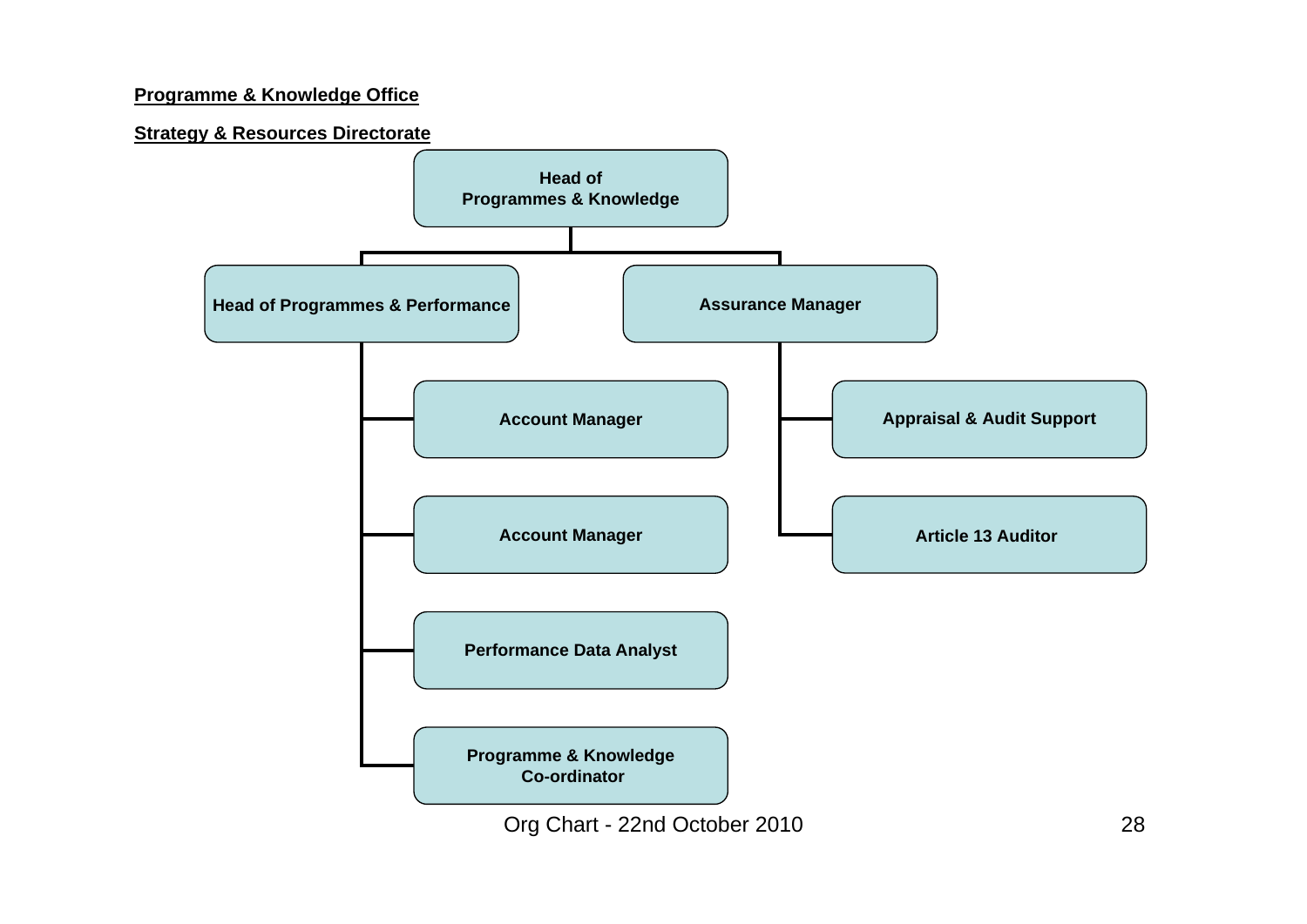**Programme & Knowledge Office**

**Strategy & Resources Directorate**

- **Head of Programmes & Knowledge**
  - **Head of Programmes & Performance**
    - **Account Manager**
    - **Account Manager**
    - **Performance Data Analyst**
    - **Programme & Knowledge Co-ordinator**
  - **Assurance Manager**
    - **Appraisal & Audit Support**
    - **Article 13 Auditor**

Org Chart - 22nd October 2010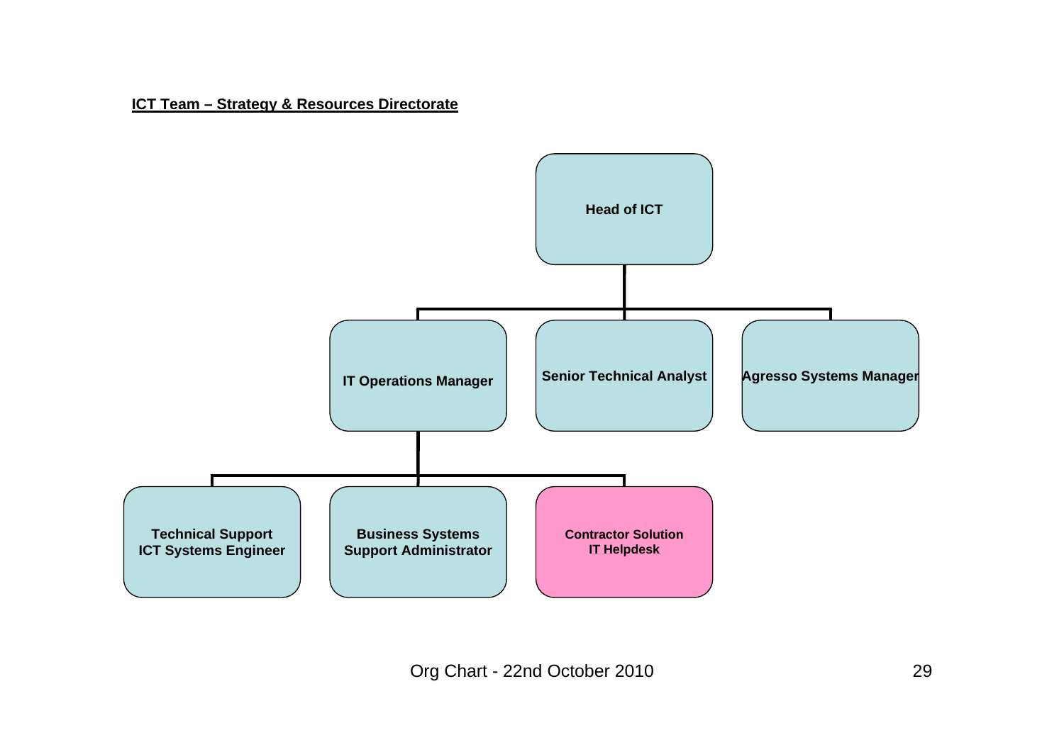**ICT Team – Strategy & Resources Directorate**

- **Head of ICT**
  - **IT Operations Manager**
    - **Technical Support ICT Systems Engineer**
    - **Business Systems Support Administrator**
    - **Contractor Solution IT Helpdesk**
  - **Senior Technical Analyst**
  - **Agresso Systems Manager**

Org Chart - 22nd October 2010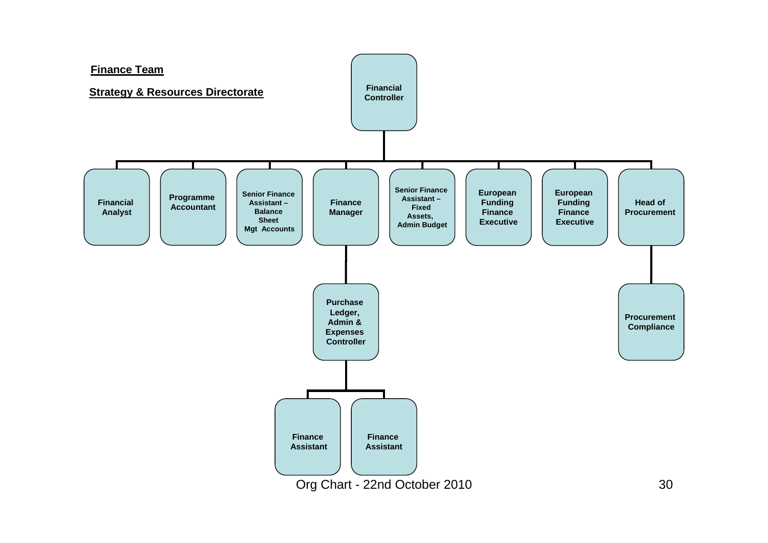**Finance Team**

**Strategy & Resources Directorate**

- **Financial Controller**
  - Financial Analyst
  - Programme Accountant
  - Senior Finance Assistant – Balance Sheet Mgt Accounts
  - Finance Manager
    - Purchase Ledger, Admin & Expenses Controller
      - Finance Assistant
      - Finance Assistant
  - Senior Finance Assistant – Fixed Assets, Admin Budget
  - European Funding Finance Executive
  - European Funding Finance Executive
  - Head of Procurement
    - Procurement Compliance

Org Chart - 22nd October 2010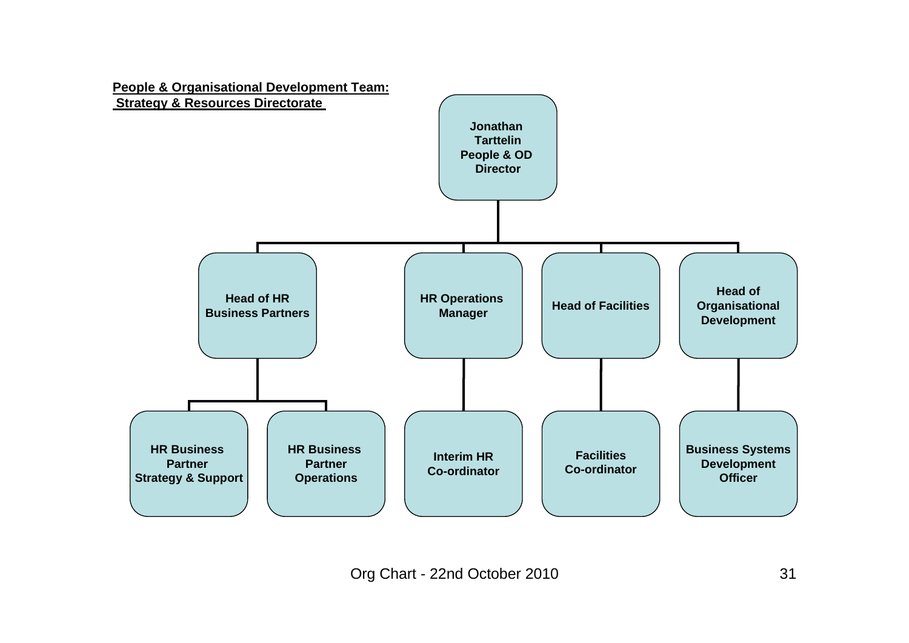**People & Organisational Development Team:**
**Strategy & Resources Directorate**

Jonathan Tarttelin
People & OD Director

Head of HR Business Partners

HR Operations Manager

Head of Facilities

Head of Organisational Development

HR Business Partner Strategy & Support

HR Business Partner Operations

Interim HR Co-ordinator

Facilities Co-ordinator

Business Systems Development Officer

Org Chart - 22nd October 2010